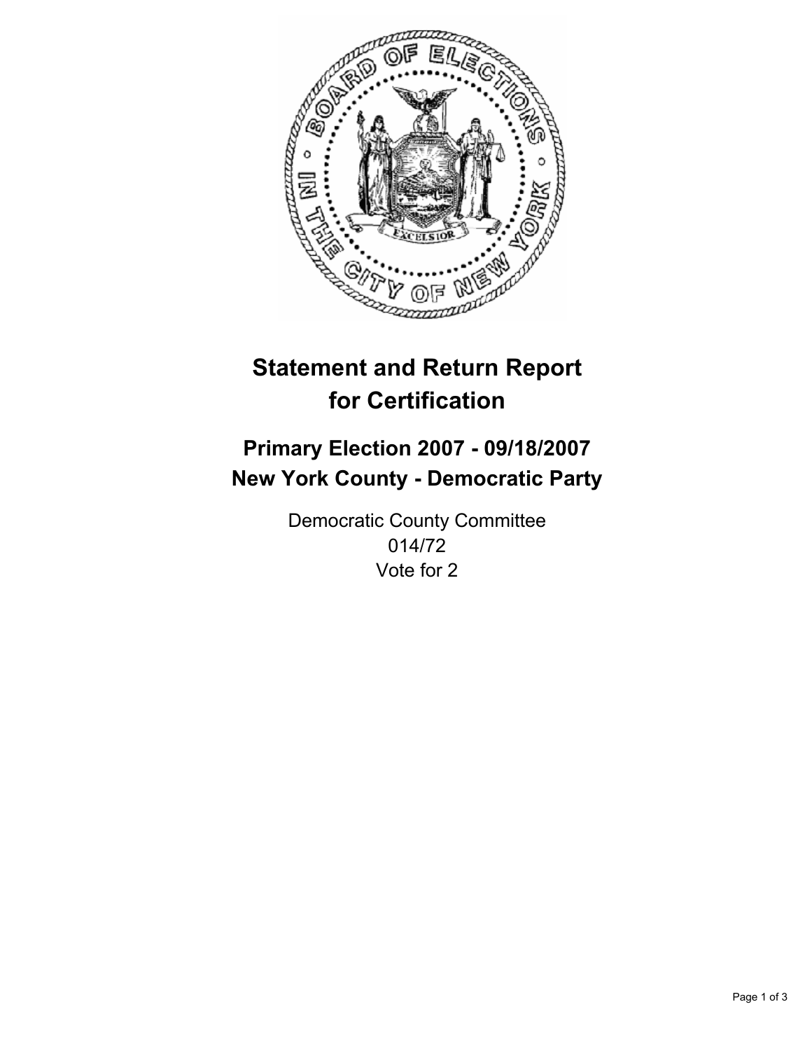# Statement and Return Report for Certification

## Primary Election 2007 - 09/18/2007
## New York County - Democratic Party

Democratic County Committee
014/72
Vote for 2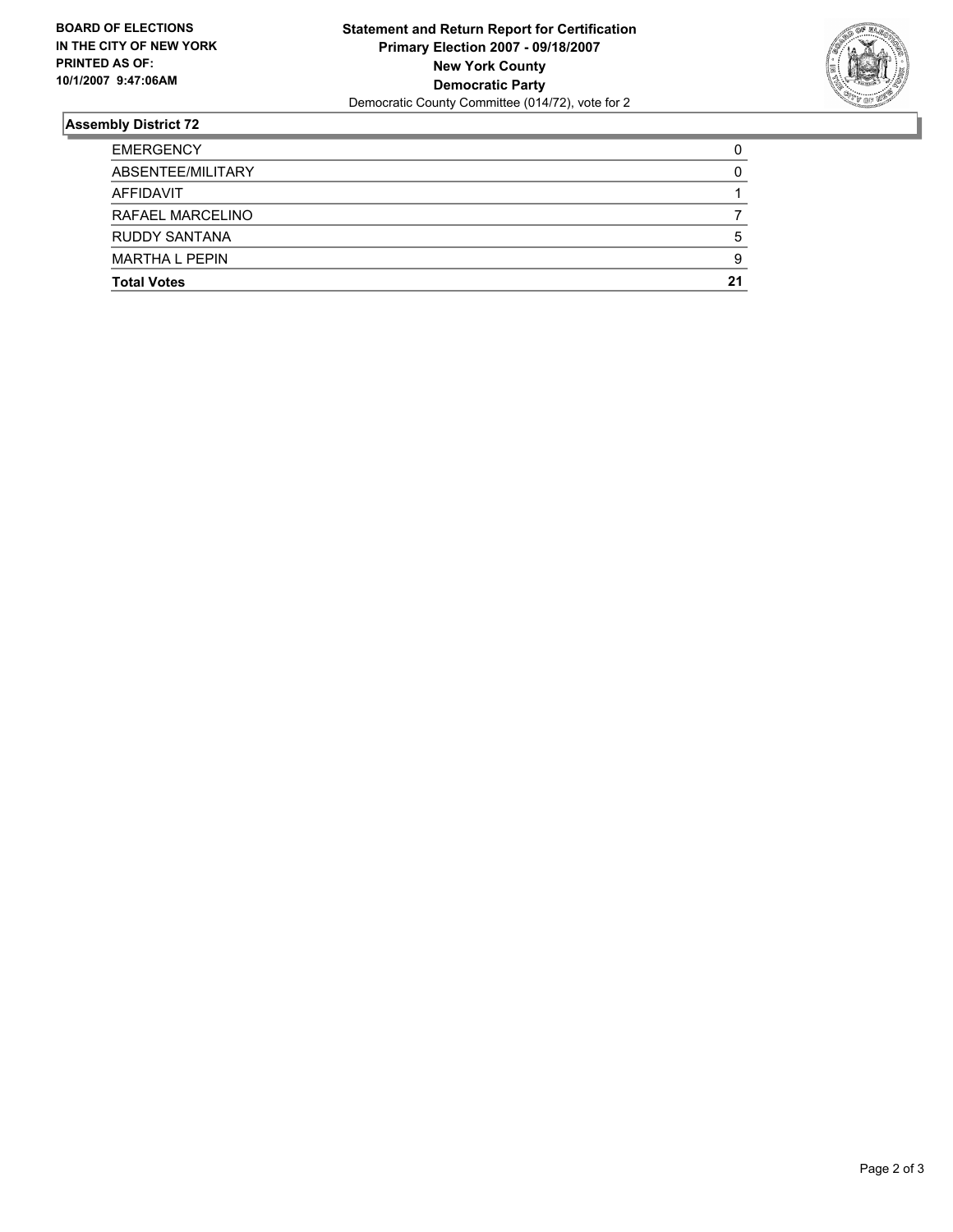**BOARD OF ELECTIONS IN THE CITY OF NEW YORK PRINTED AS OF: 10/1/2007 9:47:06AM**

**Statement and Return Report for Certification**
**Primary Election 2007 - 09/18/2007**
**New York County**
**Democratic Party**
Democratic County Committee (014/72), vote for 2

## Assembly District 72

| | |
|---|---|
| EMERGENCY | 0 |
| ABSENTEE/MILITARY | 0 |
| AFFIDAVIT | 1 |
| RAFAEL MARCELINO | 7 |
| RUDDY SANTANA | 5 |
| MARTHA L PEPIN | 9 |
| **Total Votes** | **21** |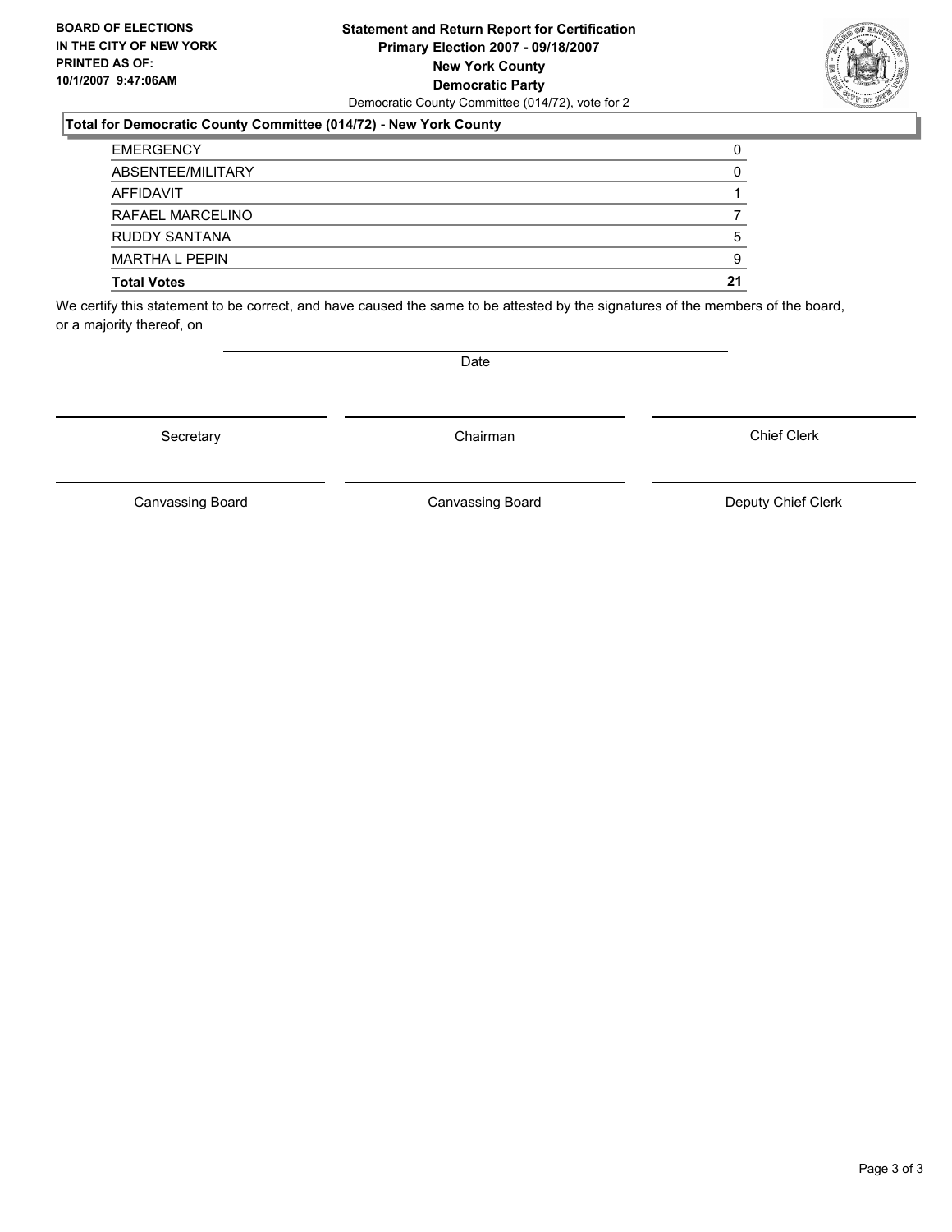**BOARD OF ELECTIONS IN THE CITY OF NEW YORK PRINTED AS OF: 10/1/2007 9:47:06AM**

**Statement and Return Report for Certification**
**Primary Election 2007 - 09/18/2007**
**New York County**
**Democratic Party**
Democratic County Committee (014/72), vote for 2

### Total for Democratic County Committee (014/72) - New York County

| | |
|---|---|
| EMERGENCY | 0 |
| ABSENTEE/MILITARY | 0 |
| AFFIDAVIT | 1 |
| RAFAEL MARCELINO | 7 |
| RUDDY SANTANA | 5 |
| MARTHA L PEPIN | 9 |
| **Total Votes** | **21** |

We certify this statement to be correct, and have caused the same to be attested by the signatures of the members of the board, or a majority thereof, on

Date

Secretary

Chairman

Chief Clerk

Canvassing Board

Canvassing Board

Deputy Chief Clerk